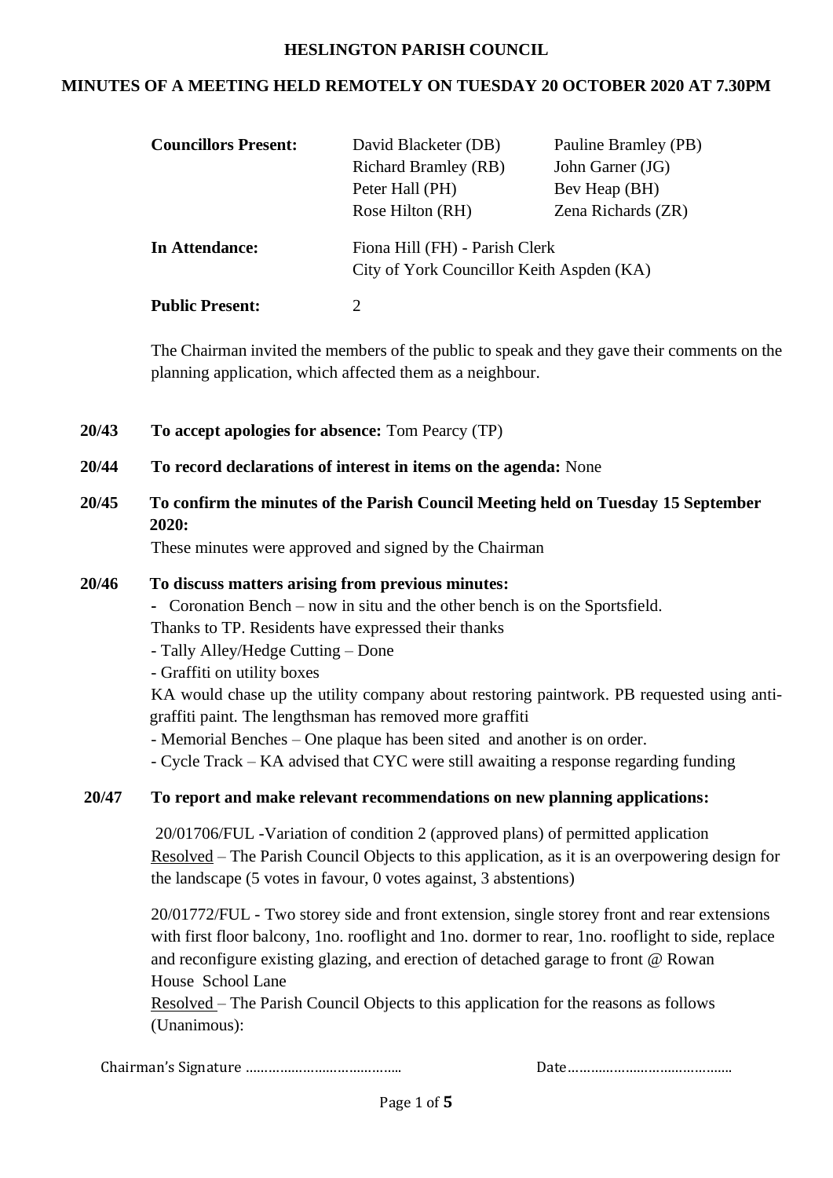# HESLINGTON PARISH COUNCIL

## MINUTES OF A MEETING HELD REMOTELY ON TUESDAY 20 OCTOBER 2020 AT 7.30PM

| | | |
|---|---|---|
| **Councillors Present:** | David Blacketer (DB) | Pauline Bramley (PB) |
| | Richard Bramley (RB) | John Garner (JG) |
| | Peter Hall (PH) | Bev Heap (BH) |
| | Rose Hilton (RH) | Zena Richards (ZR) |
| **In Attendance:** | Fiona Hill (FH) - Parish Clerk | |
| | City of York Councillor Keith Aspden (KA) | |
| **Public Present:** | 2 | |

The Chairman invited the members of the public to speak and they gave their comments on the planning application, which affected them as a neighbour.

**20/43 To accept apologies for absence:** Tom Pearcy (TP)

**20/44 To record declarations of interest in items on the agenda:** None

**20/45 To confirm the minutes of the Parish Council Meeting held on Tuesday 15 September 2020:**

These minutes were approved and signed by the Chairman

**20/46 To discuss matters arising from previous minutes:**

- Coronation Bench – now in situ and the other bench is on the Sportsfield. Thanks to TP. Residents have expressed their thanks
- Tally Alley/Hedge Cutting – Done
- Graffiti on utility boxes

KA would chase up the utility company about restoring paintwork. PB requested using anti-graffiti paint. The lengthsman has removed more graffiti

- Memorial Benches – One plaque has been sited and another is on order.
- Cycle Track – KA advised that CYC were still awaiting a response regarding funding

**20/47 To report and make relevant recommendations on new planning applications:**

20/01706/FUL -Variation of condition 2 (approved plans) of permitted application

Resolved – The Parish Council Objects to this application, as it is an overpowering design for the landscape (5 votes in favour, 0 votes against, 3 abstentions)

20/01772/FUL - Two storey side and front extension, single storey front and rear extensions with first floor balcony, 1no. rooflight and 1no. dormer to rear, 1no. rooflight to side, replace and reconfigure existing glazing, and erection of detached garage to front @ Rowan House School Lane

Resolved – The Parish Council Objects to this application for the reasons as follows (Unanimous):

Chairman's Signature …………………………………… Date……………………………………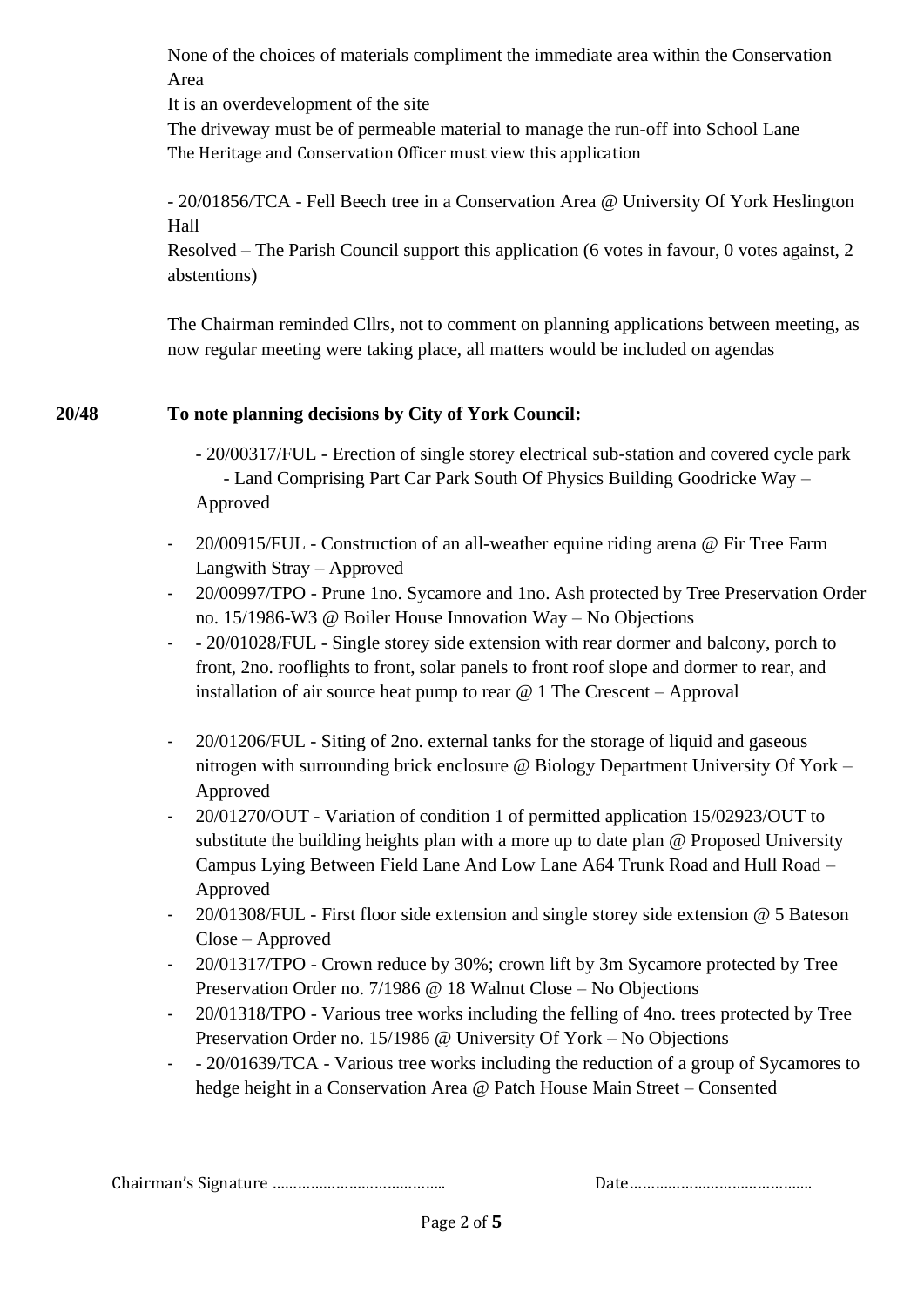None of the choices of materials compliment the immediate area within the Conservation Area
It is an overdevelopment of the site
The driveway must be of permeable material to manage the run-off into School Lane
The Heritage and Conservation Officer must view this application

- 20/01856/TCA - Fell Beech tree in a Conservation Area @ University Of York Heslington Hall

Resolved – The Parish Council support this application (6 votes in favour, 0 votes against, 2 abstentions)

The Chairman reminded Cllrs, not to comment on planning applications between meeting, as now regular meeting were taking place, all matters would be included on agendas

**20/48 To note planning decisions by City of York Council:**

- 20/00317/FUL - Erection of single storey electrical sub-station and covered cycle park - Land Comprising Part Car Park South Of Physics Building Goodricke Way – Approved
- 20/00915/FUL - Construction of an all-weather equine riding arena @ Fir Tree Farm Langwith Stray – Approved
- 20/00997/TPO - Prune 1no. Sycamore and 1no. Ash protected by Tree Preservation Order no. 15/1986-W3 @ Boiler House Innovation Way – No Objections
- - 20/01028/FUL - Single storey side extension with rear dormer and balcony, porch to front, 2no. rooflights to front, solar panels to front roof slope and dormer to rear, and installation of air source heat pump to rear @ 1 The Crescent – Approval
- 20/01206/FUL - Siting of 2no. external tanks for the storage of liquid and gaseous nitrogen with surrounding brick enclosure @ Biology Department University Of York – Approved
- 20/01270/OUT - Variation of condition 1 of permitted application 15/02923/OUT to substitute the building heights plan with a more up to date plan @ Proposed University Campus Lying Between Field Lane And Low Lane A64 Trunk Road and Hull Road – Approved
- 20/01308/FUL - First floor side extension and single storey side extension @ 5 Bateson Close – Approved
- 20/01317/TPO - Crown reduce by 30%; crown lift by 3m Sycamore protected by Tree Preservation Order no. 7/1986 @ 18 Walnut Close – No Objections
- 20/01318/TPO - Various tree works including the felling of 4no. trees protected by Tree Preservation Order no. 15/1986 @ University Of York – No Objections
- - 20/01639/TCA - Various tree works including the reduction of a group of Sycamores to hedge height in a Conservation Area @ Patch House Main Street – Consented

Chairman's Signature ………………………………… Date……………………………………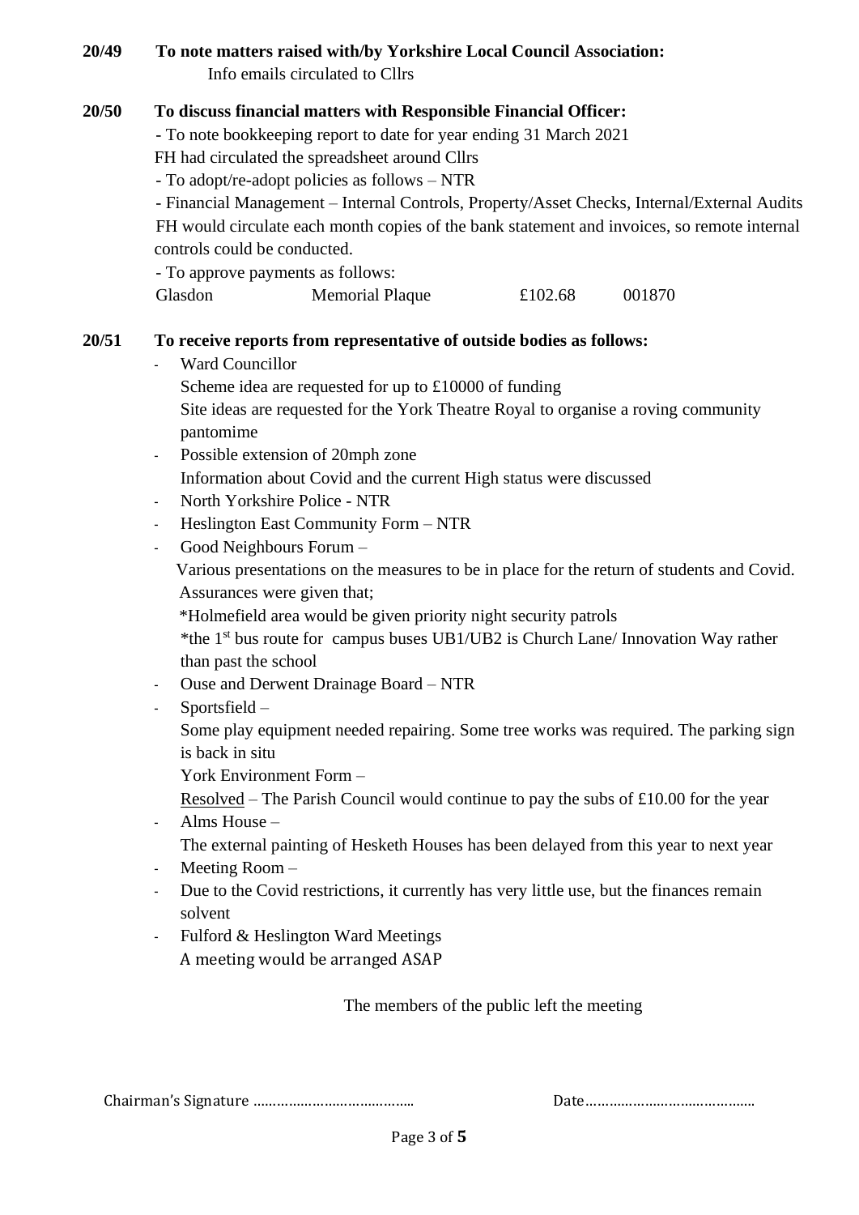**20/49 To note matters raised with/by Yorkshire Local Council Association:**

Info emails circulated to Cllrs

**20/50 To discuss financial matters with Responsible Financial Officer:**

- To note bookkeeping report to date for year ending 31 March 2021

FH had circulated the spreadsheet around Cllrs

- To adopt/re-adopt policies as follows – NTR
- Financial Management – Internal Controls, Property/Asset Checks, Internal/External Audits

FH would circulate each month copies of the bank statement and invoices, so remote internal controls could be conducted.

- To approve payments as follows:

| | | | |
|---|---|---|---|
| Glasdon | Memorial Plaque | £102.68 | 001870 |

**20/51 To receive reports from representative of outside bodies as follows:**

- Ward Councillor
  Scheme idea are requested for up to £10000 of funding
  Site ideas are requested for the York Theatre Royal to organise a roving community pantomime
- Possible extension of 20mph zone
  Information about Covid and the current High status were discussed
- North Yorkshire Police - NTR
- Heslington East Community Form – NTR
- Good Neighbours Forum –
  Various presentations on the measures to be in place for the return of students and Covid. Assurances were given that;
  *Holmefield area would be given priority night security patrols
  *the 1st bus route for campus buses UB1/UB2 is Church Lane/ Innovation Way rather than past the school
- Ouse and Derwent Drainage Board – NTR
- Sportsfield –
  Some play equipment needed repairing. Some tree works was required. The parking sign is back in situ
  York Environment Form –
  Resolved – The Parish Council would continue to pay the subs of £10.00 for the year
- Alms House –
  The external painting of Hesketh Houses has been delayed from this year to next year
- Meeting Room –
- Due to the Covid restrictions, it currently has very little use, but the finances remain solvent
- Fulford & Heslington Ward Meetings
  A meeting would be arranged ASAP

The members of the public left the meeting

Chairman's Signature ………………………………… Date……………………………………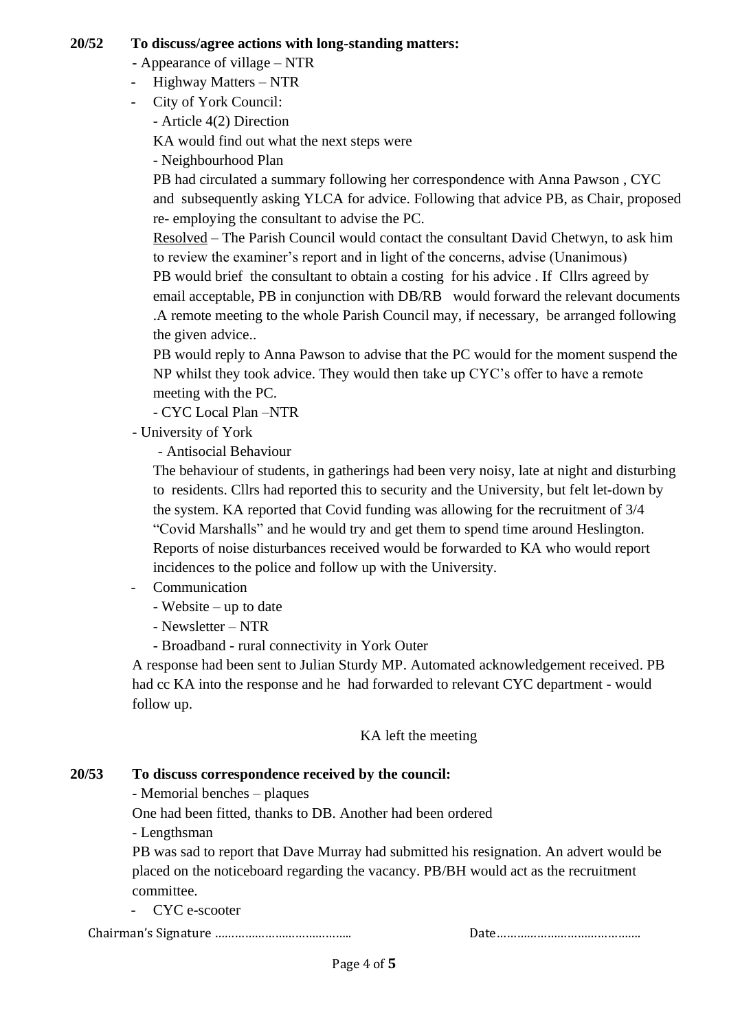**20/52 To discuss/agree actions with long-standing matters:**

- Appearance of village – NTR
- Highway Matters – NTR
- City of York Council:
  - Article 4(2) Direction
  
  KA would find out what the next steps were
  - Neighbourhood Plan
  
  PB had circulated a summary following her correspondence with Anna Pawson , CYC and subsequently asking YLCA for advice. Following that advice PB, as Chair, proposed re- employing the consultant to advise the PC.
  
  Resolved – The Parish Council would contact the consultant David Chetwyn, to ask him to review the examiner's report and in light of the concerns, advise (Unanimous)
  
  PB would brief the consultant to obtain a costing for his advice . If Cllrs agreed by email acceptable, PB in conjunction with DB/RB would forward the relevant documents .A remote meeting to the whole Parish Council may, if necessary, be arranged following the given advice..
  
  PB would reply to Anna Pawson to advise that the PC would for the moment suspend the NP whilst they took advice. They would then take up CYC's offer to have a remote meeting with the PC.
  - CYC Local Plan –NTR
- University of York
  - Antisocial Behaviour
  
  The behaviour of students, in gatherings had been very noisy, late at night and disturbing to residents. Cllrs had reported this to security and the University, but felt let-down by the system. KA reported that Covid funding was allowing for the recruitment of 3/4 "Covid Marshalls" and he would try and get them to spend time around Heslington. Reports of noise disturbances received would be forwarded to KA who would report incidences to the police and follow up with the University.
- Communication
  - Website – up to date
  - Newsletter – NTR
  - Broadband - rural connectivity in York Outer

A response had been sent to Julian Sturdy MP. Automated acknowledgement received. PB had cc KA into the response and he had forwarded to relevant CYC department - would follow up.

KA left the meeting

**20/53 To discuss correspondence received by the council:**

- Memorial benches – plaques

One had been fitted, thanks to DB. Another had been ordered

- Lengthsman

PB was sad to report that Dave Murray had submitted his resignation. An advert would be placed on the noticeboard regarding the vacancy. PB/BH would act as the recruitment committee.

- CYC e-scooter

Chairman's Signature ………………………………… Date……………………………………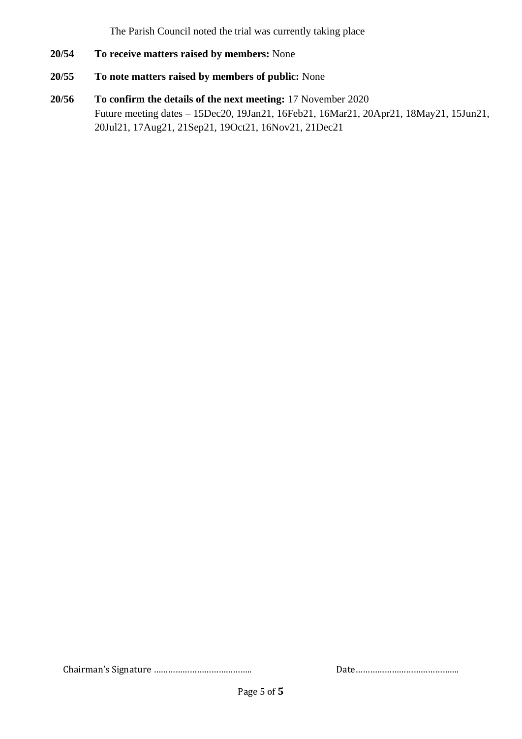The Parish Council noted the trial was currently taking place

**20/54** **To receive matters raised by members:** None

**20/55** **To note matters raised by members of public:** None

**20/56** **To confirm the details of the next meeting:** 17 November 2020
Future meeting dates – 15Dec20, 19Jan21, 16Feb21, 16Mar21, 20Apr21, 18May21, 15Jun21, 20Jul21, 17Aug21, 21Sep21, 19Oct21, 16Nov21, 21Dec21

Chairman's Signature ………………………………….. Date……………………………………